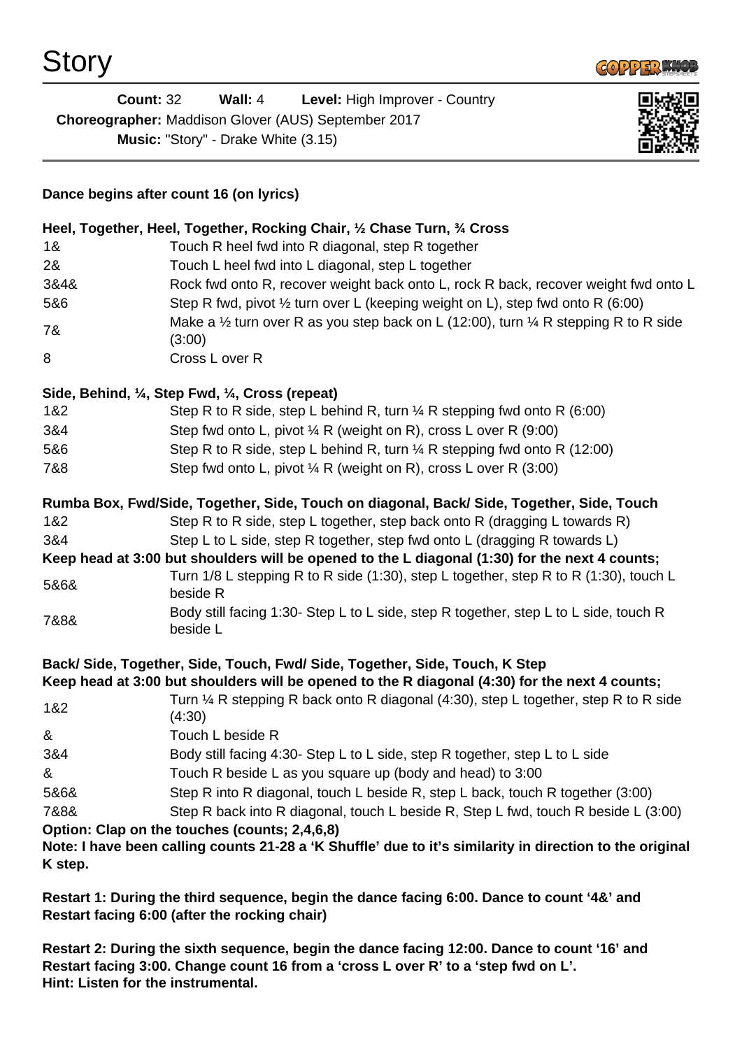# Story

**Count:** 32 **Wall:** 4 **Level:** High Improver - Country
**Choreographer:** Maddison Glover (AUS) September 2017
**Music:** "Story" - Drake White (3.15)

**Dance begins after count 16 (on lyrics)**

**Heel, Together, Heel, Together, Rocking Chair, ½ Chase Turn, ¾ Cross**

| | |
|---|---|
| 1& | Touch R heel fwd into R diagonal, step R together |
| 2& | Touch L heel fwd into L diagonal, step L together |
| 3&4& | Rock fwd onto R, recover weight back onto L, rock R back, recover weight fwd onto L |
| 5&6 | Step R fwd, pivot ½ turn over L (keeping weight on L), step fwd onto R (6:00) |
| 7& | Make a ½ turn over R as you step back on L (12:00), turn ¼ R stepping R to R side (3:00) |
| 8 | Cross L over R |

**Side, Behind, ¼, Step Fwd, ¼, Cross (repeat)**

| | |
|---|---|
| 1&2 | Step R to R side, step L behind R, turn ¼ R stepping fwd onto R (6:00) |
| 3&4 | Step fwd onto L, pivot ¼ R (weight on R), cross L over R (9:00) |
| 5&6 | Step R to R side, step L behind R, turn ¼ R stepping fwd onto R (12:00) |
| 7&8 | Step fwd onto L, pivot ¼ R (weight on R), cross L over R (3:00) |

**Rumba Box, Fwd/Side, Together, Side, Touch on diagonal, Back/ Side, Together, Side, Touch**

| | |
|---|---|
| 1&2 | Step R to R side, step L together, step back onto R (dragging L towards R) |
| 3&4 | Step L to L side, step R together, step fwd onto L (dragging R towards L) |

**Keep head at 3:00 but shoulders will be opened to the L diagonal (1:30) for the next 4 counts;**

| | |
|---|---|
| 5&6& | Turn 1/8 L stepping R to R side (1:30), step L together, step R to R (1:30), touch L beside R |
| 7&8& | Body still facing 1:30- Step L to L side, step R together, step L to L side, touch R beside L |

**Back/ Side, Together, Side, Touch, Fwd/ Side, Together, Side, Touch, K Step**
**Keep head at 3:00 but shoulders will be opened to the R diagonal (4:30) for the next 4 counts;**

| | |
|---|---|
| 1&2 | Turn ¼ R stepping R back onto R diagonal (4:30), step L together, step R to R side (4:30) |
| & | Touch L beside R |
| 3&4 | Body still facing 4:30- Step L to L side, step R together, step L to L side |
| & | Touch R beside L as you square up (body and head) to 3:00 |
| 5&6& | Step R into R diagonal, touch L beside R, step L back, touch R together (3:00) |
| 7&8& | Step R back into R diagonal, touch L beside R, Step L fwd, touch R beside L (3:00) |

**Option: Clap on the touches (counts; 2,4,6,8)**
**Note: I have been calling counts 21-28 a 'K Shuffle' due to it's similarity in direction to the original K step.**

**Restart 1: During the third sequence, begin the dance facing 6:00. Dance to count '4&' and Restart facing 6:00 (after the rocking chair)**

**Restart 2: During the sixth sequence, begin the dance facing 12:00. Dance to count '16' and Restart facing 3:00. Change count 16 from a 'cross L over R' to a 'step fwd on L'.**
**Hint: Listen for the instrumental.**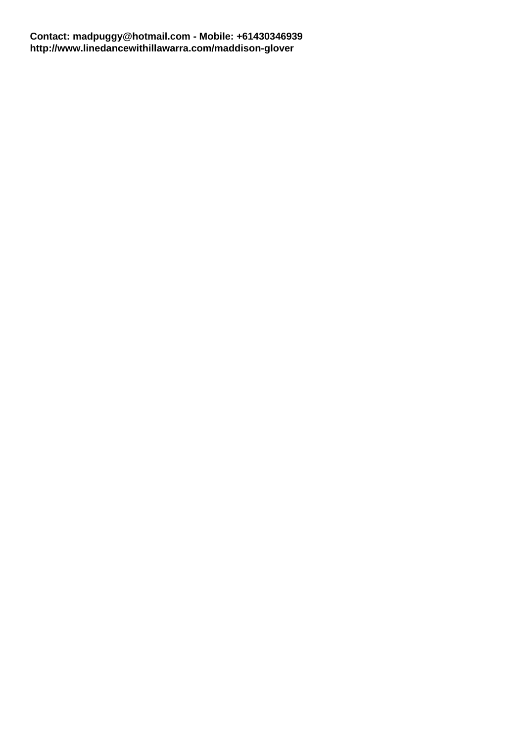**Contact: madpuggy@hotmail.com - Mobile: +61430346939**
**http://www.linedancewithillawarra.com/maddison-glover**